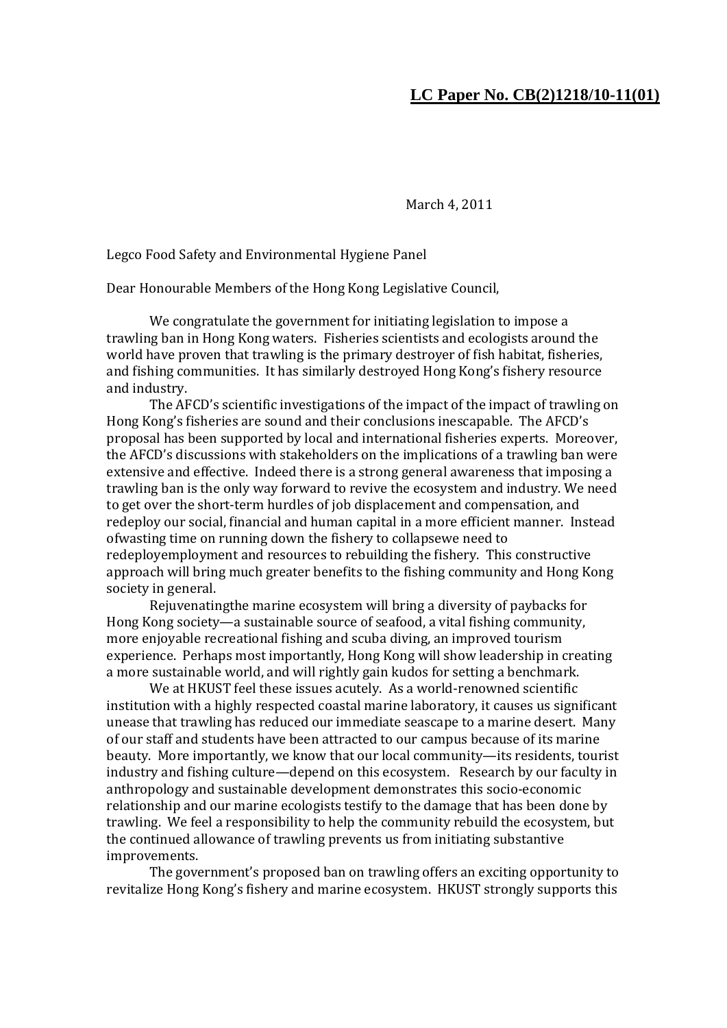**LC Paper No. CB(2)1218/10-11(01)**

March 4, 2011

Legco Food Safety and Environmental Hygiene Panel

Dear Honourable Members of the Hong Kong Legislative Council,

We congratulate the government for initiating legislation to impose a trawling ban in Hong Kong waters. Fisheries scientists and ecologists around the world have proven that trawling is the primary destroyer of fish habitat, fisheries, and fishing communities. It has similarly destroyed Hong Kong's fishery resource and industry.

The AFCD's scientific investigations of the impact of the impact of trawling on Hong Kong's fisheries are sound and their conclusions inescapable. The AFCD's proposal has been supported by local and international fisheries experts. Moreover, the AFCD's discussions with stakeholders on the implications of a trawling ban were extensive and effective. Indeed there is a strong general awareness that imposing a trawling ban is the only way forward to revive the ecosystem and industry. We need to get over the short-term hurdles of job displacement and compensation, and redeploy our social, financial and human capital in a more efficient manner. Instead ofwasting time on running down the fishery to collapsewe need to redeployemployment and resources to rebuilding the fishery. This constructive approach will bring much greater benefits to the fishing community and Hong Kong society in general.

Rejuvenatingthe marine ecosystem will bring a diversity of paybacks for Hong Kong society—a sustainable source of seafood, a vital fishing community, more enjoyable recreational fishing and scuba diving, an improved tourism experience. Perhaps most importantly, Hong Kong will show leadership in creating a more sustainable world, and will rightly gain kudos for setting a benchmark.

We at HKUST feel these issues acutely. As a world-renowned scientific institution with a highly respected coastal marine laboratory, it causes us significant unease that trawling has reduced our immediate seascape to a marine desert. Many of our staff and students have been attracted to our campus because of its marine beauty. More importantly, we know that our local community—its residents, tourist industry and fishing culture—depend on this ecosystem. Research by our faculty in anthropology and sustainable development demonstrates this socio-economic relationship and our marine ecologists testify to the damage that has been done by trawling. We feel a responsibility to help the community rebuild the ecosystem, but the continued allowance of trawling prevents us from initiating substantive improvements.

The government's proposed ban on trawling offers an exciting opportunity to revitalize Hong Kong's fishery and marine ecosystem. HKUST strongly supports this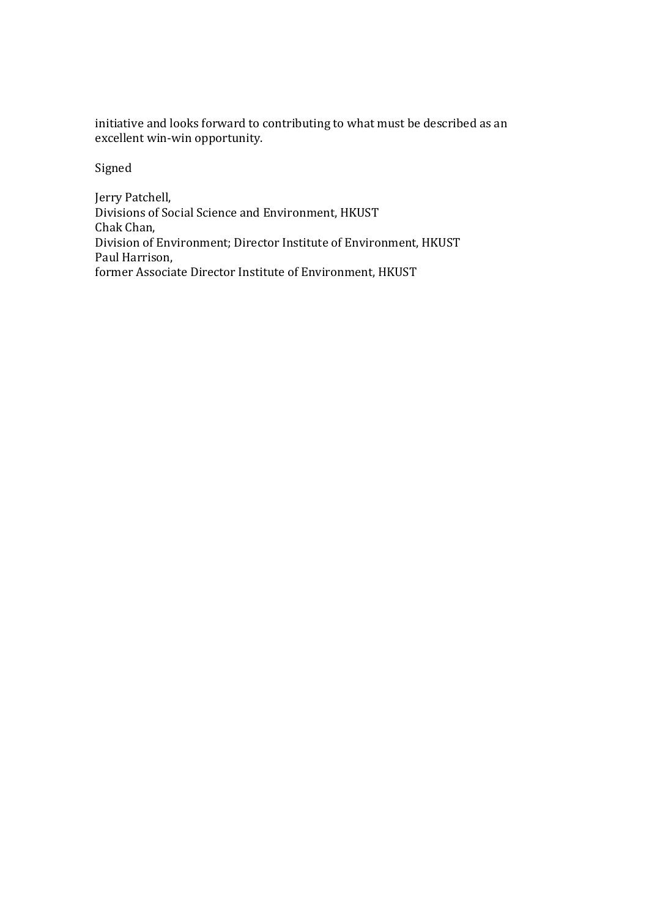initiative and looks forward to contributing to what must be described as an excellent win-win opportunity.

Signed

Jerry Patchell,  
Divisions of Social Science and Environment, HKUST  
Chak Chan,  
Division of Environment; Director Institute of Environment, HKUST  
Paul Harrison,  
former Associate Director Institute of Environment, HKUST